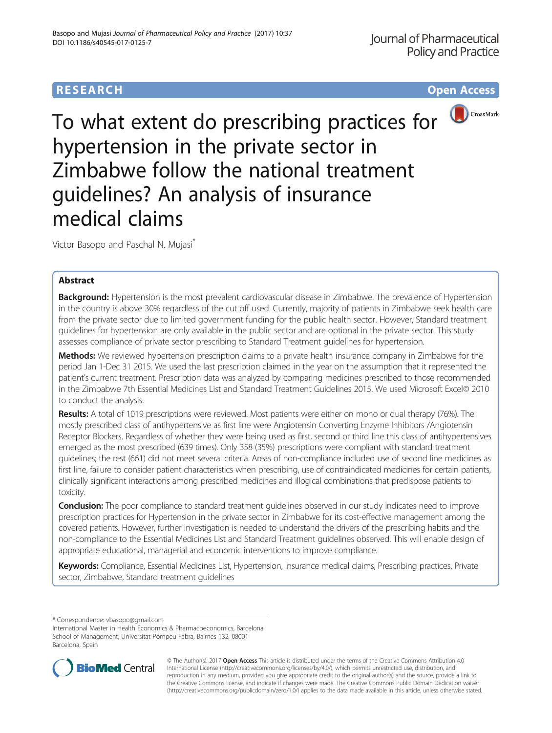RESEARCH **Open Access**

# To what extent do prescribing practices for hypertension in the private sector in Zimbabwe follow the national treatment guidelines? An analysis of insurance medical claims

Victor Basopo and Paschal N. Mujasi*

## Abstract

**Background:** Hypertension is the most prevalent cardiovascular disease in Zimbabwe. The prevalence of Hypertension in the country is above 30% regardless of the cut off used. Currently, majority of patients in Zimbabwe seek health care from the private sector due to limited government funding for the public health sector. However, Standard treatment guidelines for hypertension are only available in the public sector and are optional in the private sector. This study assesses compliance of private sector prescribing to Standard Treatment guidelines for hypertension.

**Methods:** We reviewed hypertension prescription claims to a private health insurance company in Zimbabwe for the period Jan 1-Dec 31 2015. We used the last prescription claimed in the year on the assumption that it represented the patient's current treatment. Prescription data was analyzed by comparing medicines prescribed to those recommended in the Zimbabwe 7th Essential Medicines List and Standard Treatment Guidelines 2015. We used Microsoft Excel© 2010 to conduct the analysis.

**Results:** A total of 1019 prescriptions were reviewed. Most patients were either on mono or dual therapy (76%). The mostly prescribed class of antihypertensive as first line were Angiotensin Converting Enzyme Inhibitors /Angiotensin Receptor Blockers. Regardless of whether they were being used as first, second or third line this class of antihypertensives emerged as the most prescribed (639 times). Only 358 (35%) prescriptions were compliant with standard treatment guidelines; the rest (661) did not meet several criteria. Areas of non-compliance included use of second line medicines as first line, failure to consider patient characteristics when prescribing, use of contraindicated medicines for certain patients, clinically significant interactions among prescribed medicines and illogical combinations that predispose patients to toxicity.

**Conclusion:** The poor compliance to standard treatment guidelines observed in our study indicates need to improve prescription practices for Hypertension in the private sector in Zimbabwe for its cost-effective management among the covered patients. However, further investigation is needed to understand the drivers of the prescribing habits and the non-compliance to the Essential Medicines List and Standard Treatment guidelines observed. This will enable design of appropriate educational, managerial and economic interventions to improve compliance.

**Keywords:** Compliance, Essential Medicines List, Hypertension, Insurance medical claims, Prescribing practices, Private sector, Zimbabwe, Standard treatment guidelines

---

\* Correspondence: vbasopo@gmail.com
International Master in Health Economics & Pharmacoeconomics, Barcelona School of Management, Universitat Pompeu Fabra, Balmes 132, 08001 Barcelona, Spain

© The Author(s). 2017 **Open Access** This article is distributed under the terms of the Creative Commons Attribution 4.0 International License (http://creativecommons.org/licenses/by/4.0/), which permits unrestricted use, distribution, and reproduction in any medium, provided you give appropriate credit to the original author(s) and the source, provide a link to the Creative Commons license, and indicate if changes were made. The Creative Commons Public Domain Dedication waiver (http://creativecommons.org/publicdomain/zero/1.0/) applies to the data made available in this article, unless otherwise stated.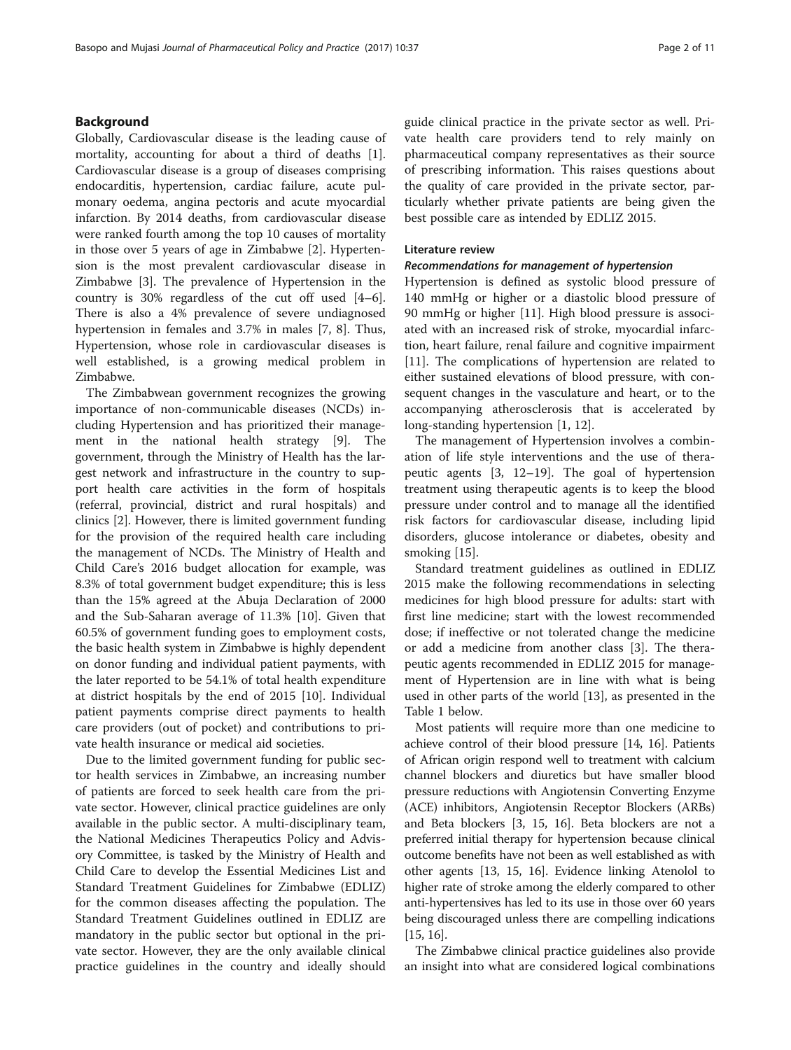## Background

Globally, Cardiovascular disease is the leading cause of mortality, accounting for about a third of deaths [1]. Cardiovascular disease is a group of diseases comprising endocarditis, hypertension, cardiac failure, acute pulmonary oedema, angina pectoris and acute myocardial infarction. By 2014 deaths, from cardiovascular disease were ranked fourth among the top 10 causes of mortality in those over 5 years of age in Zimbabwe [2]. Hypertension is the most prevalent cardiovascular disease in Zimbabwe [3]. The prevalence of Hypertension in the country is 30% regardless of the cut off used [4–6]. There is also a 4% prevalence of severe undiagnosed hypertension in females and 3.7% in males [7, 8]. Thus, Hypertension, whose role in cardiovascular diseases is well established, is a growing medical problem in Zimbabwe.

The Zimbabwean government recognizes the growing importance of non-communicable diseases (NCDs) including Hypertension and has prioritized their management in the national health strategy [9]. The government, through the Ministry of Health has the largest network and infrastructure in the country to support health care activities in the form of hospitals (referral, provincial, district and rural hospitals) and clinics [2]. However, there is limited government funding for the provision of the required health care including the management of NCDs. The Ministry of Health and Child Care's 2016 budget allocation for example, was 8.3% of total government budget expenditure; this is less than the 15% agreed at the Abuja Declaration of 2000 and the Sub-Saharan average of 11.3% [10]. Given that 60.5% of government funding goes to employment costs, the basic health system in Zimbabwe is highly dependent on donor funding and individual patient payments, with the later reported to be 54.1% of total health expenditure at district hospitals by the end of 2015 [10]. Individual patient payments comprise direct payments to health care providers (out of pocket) and contributions to private health insurance or medical aid societies.

Due to the limited government funding for public sector health services in Zimbabwe, an increasing number of patients are forced to seek health care from the private sector. However, clinical practice guidelines are only available in the public sector. A multi-disciplinary team, the National Medicines Therapeutics Policy and Advisory Committee, is tasked by the Ministry of Health and Child Care to develop the Essential Medicines List and Standard Treatment Guidelines for Zimbabwe (EDLIZ) for the common diseases affecting the population. The Standard Treatment Guidelines outlined in EDLIZ are mandatory in the public sector but optional in the private sector. However, they are the only available clinical practice guidelines in the country and ideally should guide clinical practice in the private sector as well. Private health care providers tend to rely mainly on pharmaceutical company representatives as their source of prescribing information. This raises questions about the quality of care provided in the private sector, particularly whether private patients are being given the best possible care as intended by EDLIZ 2015.

### Literature review

#### *Recommendations for management of hypertension*

Hypertension is defined as systolic blood pressure of 140 mmHg or higher or a diastolic blood pressure of 90 mmHg or higher [11]. High blood pressure is associated with an increased risk of stroke, myocardial infarction, heart failure, renal failure and cognitive impairment [11]. The complications of hypertension are related to either sustained elevations of blood pressure, with consequent changes in the vasculature and heart, or to the accompanying atherosclerosis that is accelerated by long-standing hypertension [1, 12].

The management of Hypertension involves a combination of life style interventions and the use of therapeutic agents [3, 12–19]. The goal of hypertension treatment using therapeutic agents is to keep the blood pressure under control and to manage all the identified risk factors for cardiovascular disease, including lipid disorders, glucose intolerance or diabetes, obesity and smoking [15].

Standard treatment guidelines as outlined in EDLIZ 2015 make the following recommendations in selecting medicines for high blood pressure for adults: start with first line medicine; start with the lowest recommended dose; if ineffective or not tolerated change the medicine or add a medicine from another class [3]. The therapeutic agents recommended in EDLIZ 2015 for management of Hypertension are in line with what is being used in other parts of the world [13], as presented in the Table 1 below.

Most patients will require more than one medicine to achieve control of their blood pressure [14, 16]. Patients of African origin respond well to treatment with calcium channel blockers and diuretics but have smaller blood pressure reductions with Angiotensin Converting Enzyme (ACE) inhibitors, Angiotensin Receptor Blockers (ARBs) and Beta blockers [3, 15, 16]. Beta blockers are not a preferred initial therapy for hypertension because clinical outcome benefits have not been as well established as with other agents [13, 15, 16]. Evidence linking Atenolol to higher rate of stroke among the elderly compared to other anti-hypertensives has led to its use in those over 60 years being discouraged unless there are compelling indications [15, 16].

The Zimbabwe clinical practice guidelines also provide an insight into what are considered logical combinations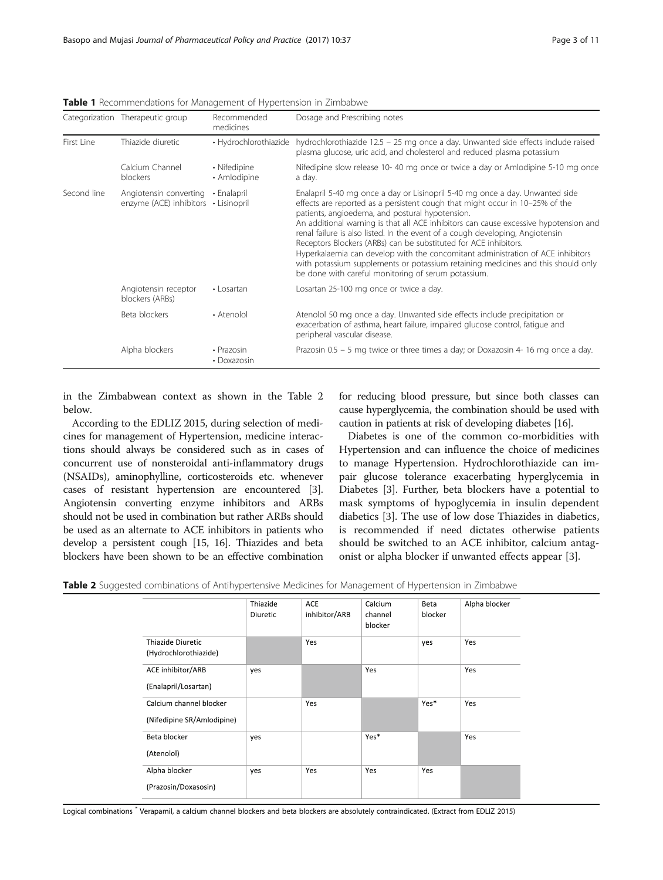**Table 1** Recommendations for Management of Hypertension in Zimbabwe

| Categorization | Therapeutic group | Recommended medicines | Dosage and Prescribing notes |
|---|---|---|---|
| First Line | Thiazide diuretic | • Hydrochlorothiazide | hydrochlorothiazide 12.5 – 25 mg once a day. Unwanted side effects include raised plasma glucose, uric acid, and cholesterol and reduced plasma potassium |
| | Calcium Channel blockers | • Nifedipine • Amlodipine | Nifedipine slow release 10- 40 mg once or twice a day or Amlodipine 5-10 mg once a day. |
| Second line | Angiotensin converting enzyme (ACE) inhibitors | • Enalapril • Lisinopril | Enalapril 5-40 mg once a day or Lisinopril 5-40 mg once a day. Unwanted side effects are reported as a persistent cough that might occur in 10–25% of the patients, angioedema, and postural hypotension. An additional warning is that all ACE inhibitors can cause excessive hypotension and renal failure is also listed. In the event of a cough developing, Angiotensin Receptors Blockers (ARBs) can be substituted for ACE inhibitors. Hyperkalaemia can develop with the concomitant administration of ACE inhibitors with potassium supplements or potassium retaining medicines and this should only be done with careful monitoring of serum potassium. |
| | Angiotensin receptor blockers (ARBs) | • Losartan | Losartan 25-100 mg once or twice a day. |
| | Beta blockers | • Atenolol | Atenolol 50 mg once a day. Unwanted side effects include precipitation or exacerbation of asthma, heart failure, impaired glucose control, fatigue and peripheral vascular disease. |
| | Alpha blockers | • Prazosin • Doxazosin | Prazosin 0.5 – 5 mg twice or three times a day; or Doxazosin 4- 16 mg once a day. |

in the Zimbabwean context as shown in the Table 2 below.

According to the EDLIZ 2015, during selection of medicines for management of Hypertension, medicine interactions should always be considered such as in cases of concurrent use of nonsteroidal anti-inflammatory drugs (NSAIDs), aminophylline, corticosteroids etc. whenever cases of resistant hypertension are encountered [3]. Angiotensin converting enzyme inhibitors and ARBs should not be used in combination but rather ARBs should be used as an alternate to ACE inhibitors in patients who develop a persistent cough [15, 16]. Thiazides and beta blockers have been shown to be an effective combination for reducing blood pressure, but since both classes can cause hyperglycemia, the combination should be used with caution in patients at risk of developing diabetes [16].

Diabetes is one of the common co-morbidities with Hypertension and can influence the choice of medicines to manage Hypertension. Hydrochlorothiazide can impair glucose tolerance exacerbating hyperglycemia in Diabetes [3]. Further, beta blockers have a potential to mask symptoms of hypoglycemia in insulin dependent diabetics [3]. The use of low dose Thiazides in diabetics, is recommended if need dictates otherwise patients should be switched to an ACE inhibitor, calcium antagonist or alpha blocker if unwanted effects appear [3].

**Table 2** Suggested combinations of Antihypertensive Medicines for Management of Hypertension in Zimbabwe

| | Thiazide Diuretic | ACE inhibitor/ARB | Calcium channel blocker | Beta blocker | Alpha blocker |
|---|---|---|---|---|---|
| Thiazide Diuretic (Hydrochlorothiazide) | | Yes | | yes | Yes |
| ACE inhibitor/ARB (Enalapril/Losartan) | yes | | Yes | | Yes |
| Calcium channel blocker (Nifedipine SR/Amlodipine) | | Yes | | Yes* | Yes |
| Beta blocker (Atenolol) | yes | | Yes* | | Yes |
| Alpha blocker (Prazosin/Doxasosin) | yes | Yes | Yes | Yes | |

Logical combinations * Verapamil, a calcium channel blockers and beta blockers are absolutely contraindicated. (Extract from EDLIZ 2015)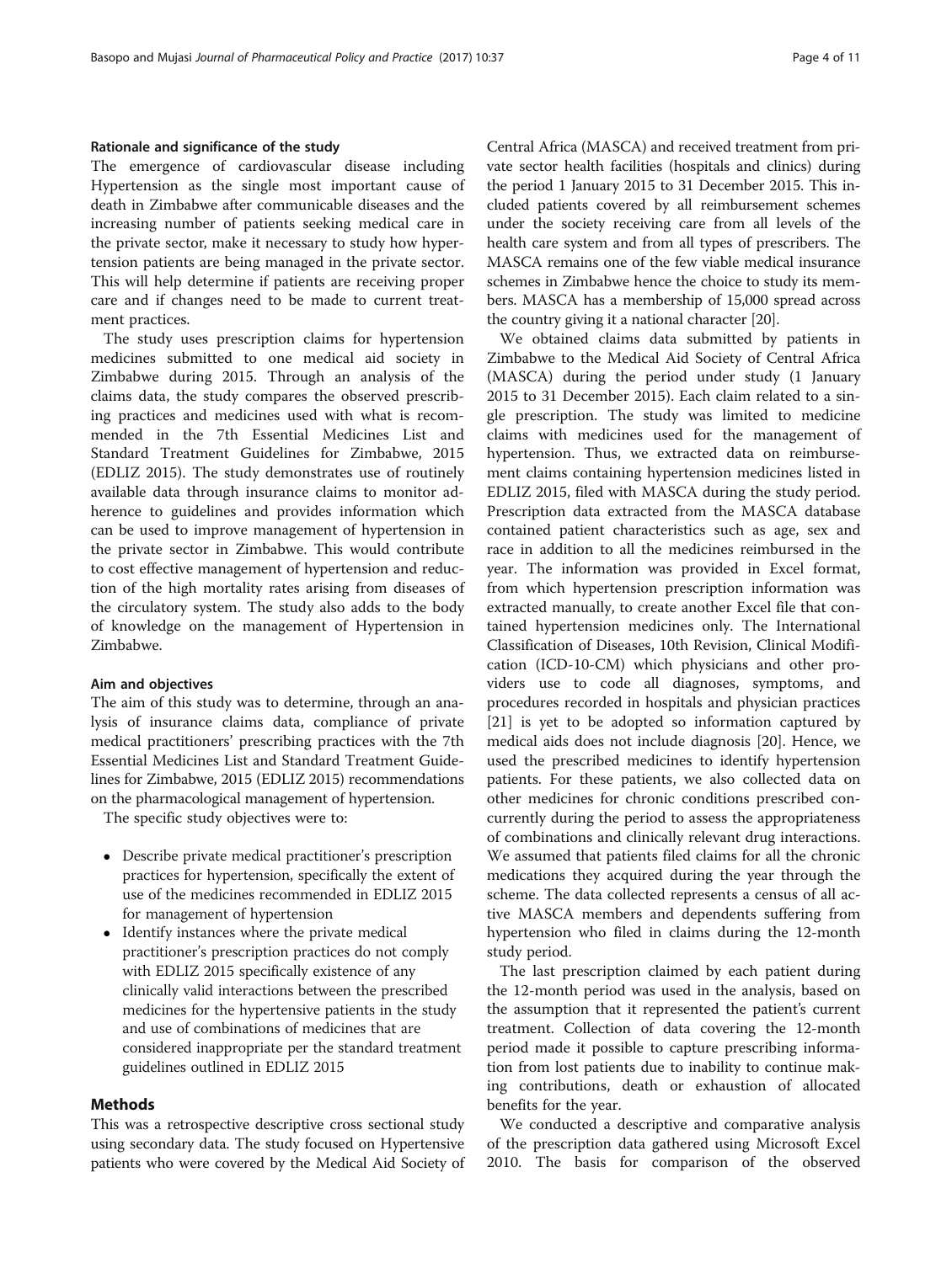#### Rationale and significance of the study

The emergence of cardiovascular disease including Hypertension as the single most important cause of death in Zimbabwe after communicable diseases and the increasing number of patients seeking medical care in the private sector, make it necessary to study how hypertension patients are being managed in the private sector. This will help determine if patients are receiving proper care and if changes need to be made to current treatment practices.

The study uses prescription claims for hypertension medicines submitted to one medical aid society in Zimbabwe during 2015. Through an analysis of the claims data, the study compares the observed prescribing practices and medicines used with what is recommended in the 7th Essential Medicines List and Standard Treatment Guidelines for Zimbabwe, 2015 (EDLIZ 2015). The study demonstrates use of routinely available data through insurance claims to monitor adherence to guidelines and provides information which can be used to improve management of hypertension in the private sector in Zimbabwe. This would contribute to cost effective management of hypertension and reduction of the high mortality rates arising from diseases of the circulatory system. The study also adds to the body of knowledge on the management of Hypertension in Zimbabwe.

#### Aim and objectives

The aim of this study was to determine, through an analysis of insurance claims data, compliance of private medical practitioners' prescribing practices with the 7th Essential Medicines List and Standard Treatment Guidelines for Zimbabwe, 2015 (EDLIZ 2015) recommendations on the pharmacological management of hypertension.

The specific study objectives were to:

- Describe private medical practitioner's prescription practices for hypertension, specifically the extent of use of the medicines recommended in EDLIZ 2015 for management of hypertension
- Identify instances where the private medical practitioner's prescription practices do not comply with EDLIZ 2015 specifically existence of any clinically valid interactions between the prescribed medicines for the hypertensive patients in the study and use of combinations of medicines that are considered inappropriate per the standard treatment guidelines outlined in EDLIZ 2015

## Methods

This was a retrospective descriptive cross sectional study using secondary data. The study focused on Hypertensive patients who were covered by the Medical Aid Society of Central Africa (MASCA) and received treatment from private sector health facilities (hospitals and clinics) during the period 1 January 2015 to 31 December 2015. This included patients covered by all reimbursement schemes under the society receiving care from all levels of the health care system and from all types of prescribers. The MASCA remains one of the few viable medical insurance schemes in Zimbabwe hence the choice to study its members. MASCA has a membership of 15,000 spread across the country giving it a national character [20].

We obtained claims data submitted by patients in Zimbabwe to the Medical Aid Society of Central Africa (MASCA) during the period under study (1 January 2015 to 31 December 2015). Each claim related to a single prescription. The study was limited to medicine claims with medicines used for the management of hypertension. Thus, we extracted data on reimbursement claims containing hypertension medicines listed in EDLIZ 2015, filed with MASCA during the study period. Prescription data extracted from the MASCA database contained patient characteristics such as age, sex and race in addition to all the medicines reimbursed in the year. The information was provided in Excel format, from which hypertension prescription information was extracted manually, to create another Excel file that contained hypertension medicines only. The International Classification of Diseases, 10th Revision, Clinical Modification (ICD-10-CM) which physicians and other providers use to code all diagnoses, symptoms, and procedures recorded in hospitals and physician practices [21] is yet to be adopted so information captured by medical aids does not include diagnosis [20]. Hence, we used the prescribed medicines to identify hypertension patients. For these patients, we also collected data on other medicines for chronic conditions prescribed concurrently during the period to assess the appropriateness of combinations and clinically relevant drug interactions. We assumed that patients filed claims for all the chronic medications they acquired during the year through the scheme. The data collected represents a census of all active MASCA members and dependents suffering from hypertension who filed in claims during the 12-month study period.

The last prescription claimed by each patient during the 12-month period was used in the analysis, based on the assumption that it represented the patient's current treatment. Collection of data covering the 12-month period made it possible to capture prescribing information from lost patients due to inability to continue making contributions, death or exhaustion of allocated benefits for the year.

We conducted a descriptive and comparative analysis of the prescription data gathered using Microsoft Excel 2010. The basis for comparison of the observed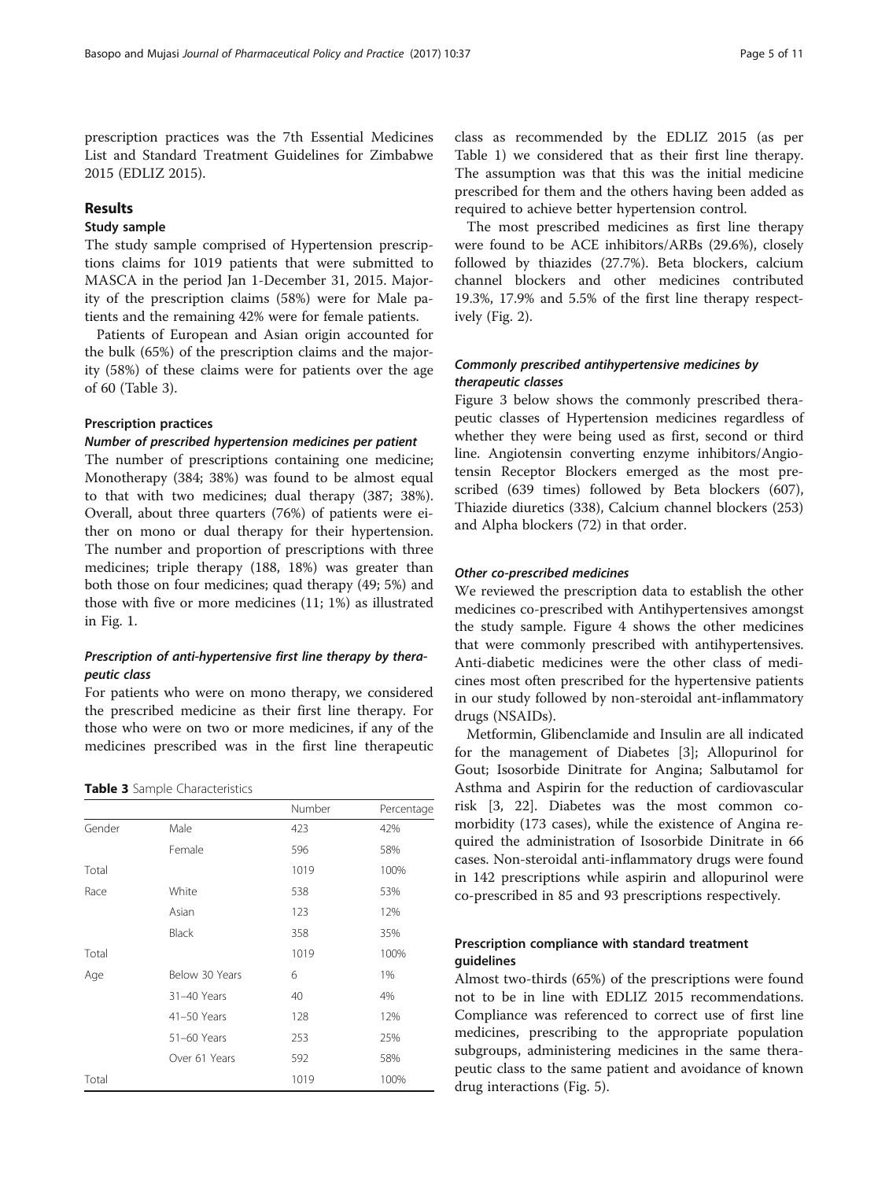prescription practices was the 7th Essential Medicines List and Standard Treatment Guidelines for Zimbabwe 2015 (EDLIZ 2015).

## Results

### Study sample

The study sample comprised of Hypertension prescriptions claims for 1019 patients that were submitted to MASCA in the period Jan 1-December 31, 2015. Majority of the prescription claims (58%) were for Male patients and the remaining 42% were for female patients.

Patients of European and Asian origin accounted for the bulk (65%) of the prescription claims and the majority (58%) of these claims were for patients over the age of 60 (Table 3).

### Prescription practices

#### *Number of prescribed hypertension medicines per patient*

The number of prescriptions containing one medicine; Monotherapy (384; 38%) was found to be almost equal to that with two medicines; dual therapy (387; 38%). Overall, about three quarters (76%) of patients were either on mono or dual therapy for their hypertension. The number and proportion of prescriptions with three medicines; triple therapy (188, 18%) was greater than both those on four medicines; quad therapy (49; 5%) and those with five or more medicines (11; 1%) as illustrated in Fig. 1.

#### *Prescription of anti-hypertensive first line therapy by therapeutic class*

For patients who were on mono therapy, we considered the prescribed medicine as their first line therapy. For those who were on two or more medicines, if any of the medicines prescribed was in the first line therapeutic class as recommended by the EDLIZ 2015 (as per Table 1) we considered that as their first line therapy. The assumption was that this was the initial medicine prescribed for them and the others having been added as required to achieve better hypertension control.

The most prescribed medicines as first line therapy were found to be ACE inhibitors/ARBs (29.6%), closely followed by thiazides (27.7%). Beta blockers, calcium channel blockers and other medicines contributed 19.3%, 17.9% and 5.5% of the first line therapy respectively (Fig. 2).

**Table 3** Sample Characteristics

| | | Number | Percentage |
|---|---|---|---|
| Gender | Male | 423 | 42% |
| | Female | 596 | 58% |
| Total | | 1019 | 100% |
| Race | White | 538 | 53% |
| | Asian | 123 | 12% |
| | Black | 358 | 35% |
| Total | | 1019 | 100% |
| Age | Below 30 Years | 6 | 1% |
| | 31–40 Years | 40 | 4% |
| | 41–50 Years | 128 | 12% |
| | 51–60 Years | 253 | 25% |
| | Over 61 Years | 592 | 58% |
| Total | | 1019 | 100% |

#### *Commonly prescribed antihypertensive medicines by therapeutic classes*

Figure 3 below shows the commonly prescribed therapeutic classes of Hypertension medicines regardless of whether they were being used as first, second or third line. Angiotensin converting enzyme inhibitors/Angiotensin Receptor Blockers emerged as the most prescribed (639 times) followed by Beta blockers (607), Thiazide diuretics (338), Calcium channel blockers (253) and Alpha blockers (72) in that order.

#### *Other co-prescribed medicines*

We reviewed the prescription data to establish the other medicines co-prescribed with Antihypertensives amongst the study sample. Figure 4 shows the other medicines that were commonly prescribed with antihypertensives. Anti-diabetic medicines were the other class of medicines most often prescribed for the hypertensive patients in our study followed by non-steroidal ant-inflammatory drugs (NSAIDs).

Metformin, Glibenclamide and Insulin are all indicated for the management of Diabetes [3]; Allopurinol for Gout; Isosorbide Dinitrate for Angina; Salbutamol for Asthma and Aspirin for the reduction of cardiovascular risk [3, 22]. Diabetes was the most common comorbidity (173 cases), while the existence of Angina required the administration of Isosorbide Dinitrate in 66 cases. Non-steroidal anti-inflammatory drugs were found in 142 prescriptions while aspirin and allopurinol were co-prescribed in 85 and 93 prescriptions respectively.

### Prescription compliance with standard treatment guidelines

Almost two-thirds (65%) of the prescriptions were found not to be in line with EDLIZ 2015 recommendations. Compliance was referenced to correct use of first line medicines, prescribing to the appropriate population subgroups, administering medicines in the same therapeutic class to the same patient and avoidance of known drug interactions (Fig. 5).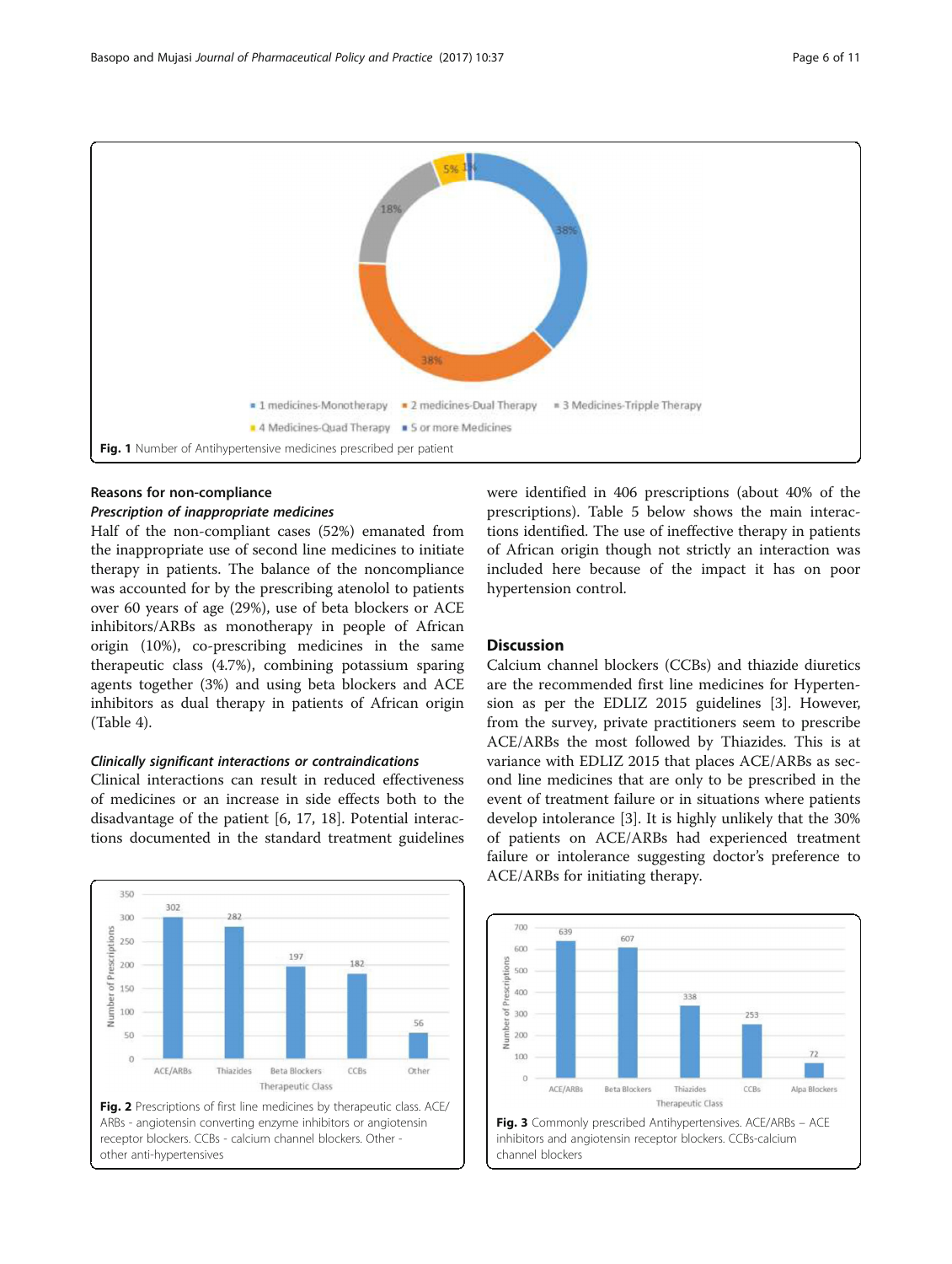Fig. 1 Number of Antihypertensive medicines prescribed per patient

### Reasons for non-compliance

#### *Prescription of inappropriate medicines*

Half of the non-compliant cases (52%) emanated from the inappropriate use of second line medicines to initiate therapy in patients. The balance of the noncompliance was accounted for by the prescribing atenolol to patients over 60 years of age (29%), use of beta blockers or ACE inhibitors/ARBs as monotherapy in people of African origin (10%), co-prescribing medicines in the same therapeutic class (4.7%), combining potassium sparing agents together (3%) and using beta blockers and ACE inhibitors as dual therapy in patients of African origin (Table 4).

#### *Clinically significant interactions or contraindications*

Clinical interactions can result in reduced effectiveness of medicines or an increase in side effects both to the disadvantage of the patient [6, 17, 18]. Potential interactions documented in the standard treatment guidelines were identified in 406 prescriptions (about 40% of the prescriptions). Table 5 below shows the main interactions identified. The use of ineffective therapy in patients of African origin though not strictly an interaction was included here because of the impact it has on poor hypertension control.

Fig. 2 Prescriptions of first line medicines by therapeutic class. ACE/ARBs - angiotensin converting enzyme inhibitors or angiotensin receptor blockers. CCBs - calcium channel blockers. Other - other anti-hypertensives

## Discussion

Calcium channel blockers (CCBs) and thiazide diuretics are the recommended first line medicines for Hypertension as per the EDLIZ 2015 guidelines [3]. However, from the survey, private practitioners seem to prescribe ACE/ARBs the most followed by Thiazides. This is at variance with EDLIZ 2015 that places ACE/ARBs as second line medicines that are only to be prescribed in the event of treatment failure or in situations where patients develop intolerance [3]. It is highly unlikely that the 30% of patients on ACE/ARBs had experienced treatment failure or intolerance suggesting doctor's preference to ACE/ARBs for initiating therapy.

Fig. 3 Commonly prescribed Antihypertensives. ACE/ARBs – ACE inhibitors and angiotensin receptor blockers. CCBs-calcium channel blockers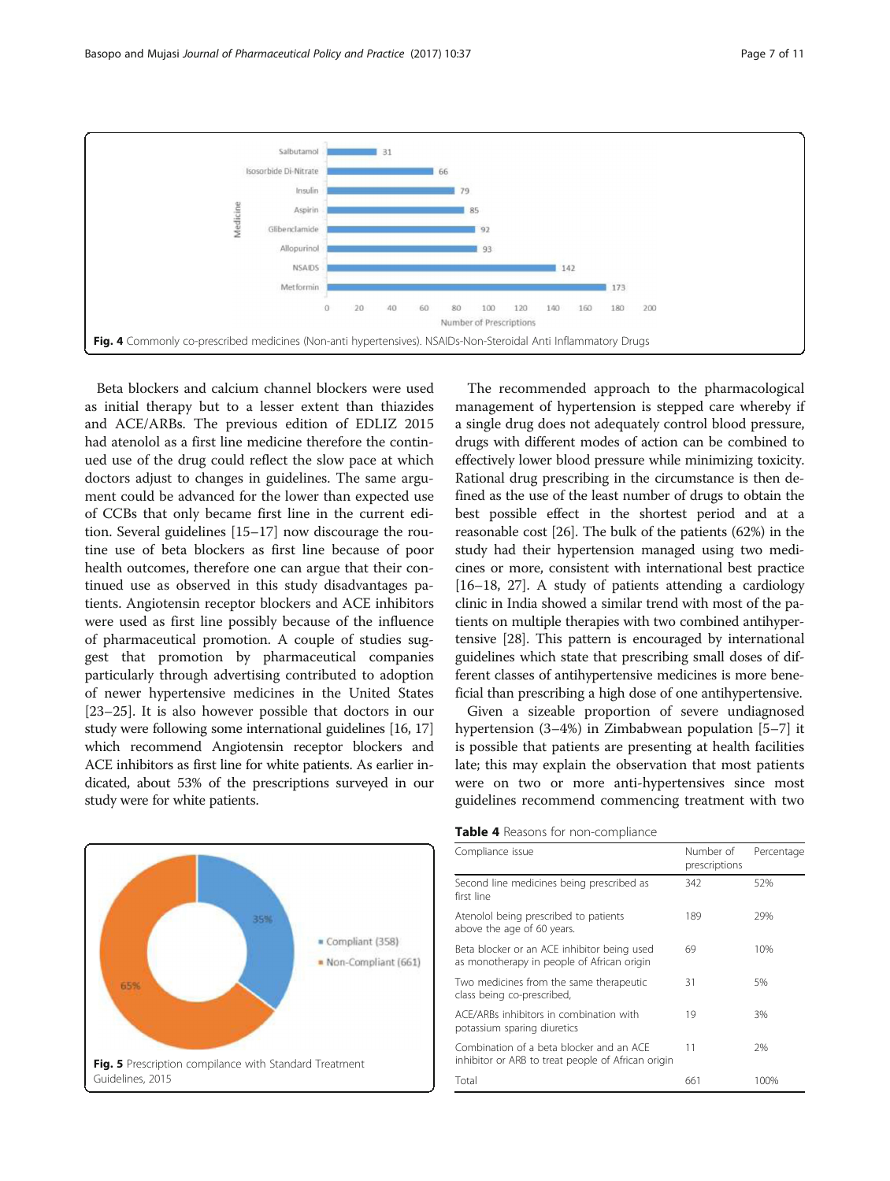Fig. 4 Commonly co-prescribed medicines (Non-anti hypertensives). NSAIDs-Non-Steroidal Anti Inflammatory Drugs

Beta blockers and calcium channel blockers were used as initial therapy but to a lesser extent than thiazides and ACE/ARBs. The previous edition of EDLIZ 2015 had atenolol as a first line medicine therefore the continued use of the drug could reflect the slow pace at which doctors adjust to changes in guidelines. The same argument could be advanced for the lower than expected use of CCBs that only became first line in the current edition. Several guidelines [15–17] now discourage the routine use of beta blockers as first line because of poor health outcomes, therefore one can argue that their continued use as observed in this study disadvantages patients. Angiotensin receptor blockers and ACE inhibitors were used as first line possibly because of the influence of pharmaceutical promotion. A couple of studies suggest that promotion by pharmaceutical companies particularly through advertising contributed to adoption of newer hypertensive medicines in the United States [23–25]. It is also however possible that doctors in our study were following some international guidelines [16, 17] which recommend Angiotensin receptor blockers and ACE inhibitors as first line for white patients. As earlier indicated, about 53% of the prescriptions surveyed in our study were for white patients.

Fig. 5 Prescription compilance with Standard Treatment Guidelines, 2015

The recommended approach to the pharmacological management of hypertension is stepped care whereby if a single drug does not adequately control blood pressure, drugs with different modes of action can be combined to effectively lower blood pressure while minimizing toxicity. Rational drug prescribing in the circumstance is then defined as the use of the least number of drugs to obtain the best possible effect in the shortest period and at a reasonable cost [26]. The bulk of the patients (62%) in the study had their hypertension managed using two medicines or more, consistent with international best practice [16–18, 27]. A study of patients attending a cardiology clinic in India showed a similar trend with most of the patients on multiple therapies with two combined antihypertensive [28]. This pattern is encouraged by international guidelines which state that prescribing small doses of different classes of antihypertensive medicines is more beneficial than prescribing a high dose of one antihypertensive.

Given a sizeable proportion of severe undiagnosed hypertension (3–4%) in Zimbabwean population [5–7] it is possible that patients are presenting at health facilities late; this may explain the observation that most patients were on two or more anti-hypertensives since most guidelines recommend commencing treatment with two

**Table 4** Reasons for non-compliance

| Compliance issue | Number of prescriptions | Percentage |
|---|---|---|
| Second line medicines being prescribed as first line | 342 | 52% |
| Atenolol being prescribed to patients above the age of 60 years. | 189 | 29% |
| Beta blocker or an ACE inhibitor being used as monotherapy in people of African origin | 69 | 10% |
| Two medicines from the same therapeutic class being co-prescribed, | 31 | 5% |
| ACE/ARBs inhibitors in combination with potassium sparing diuretics | 19 | 3% |
| Combination of a beta blocker and an ACE inhibitor or ARB to treat people of African origin | 11 | 2% |
| Total | 661 | 100% |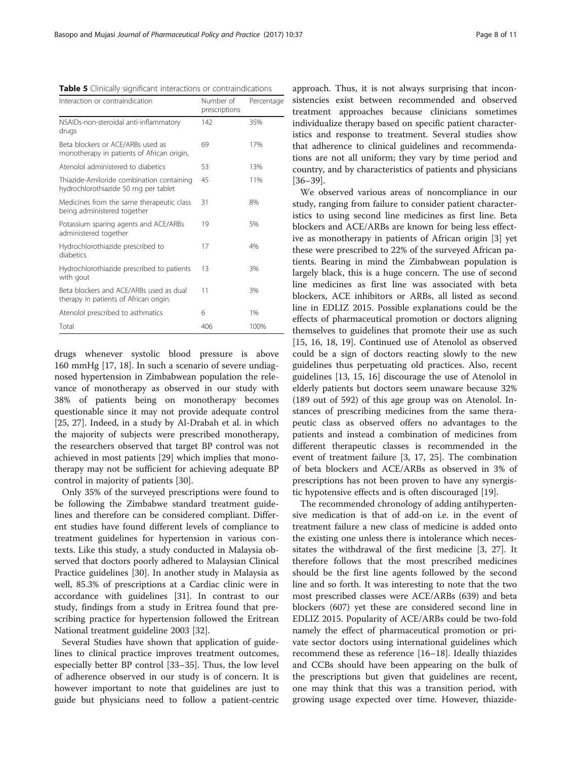**Table 5** Clinically significant interactions or contraindications

| Interaction or contraindication | Number of prescriptions | Percentage |
|---|---|---|
| NSAIDs-non-steroidal anti-inflammatory drugs | 142 | 35% |
| Beta blockers or ACE/ARBs used as monotherapy in patients of African origin, | 69 | 17% |
| Atenolol administered to diabetics | 53 | 13% |
| Thiazide-Amiloride combination containing hydrochlorothiazide 50 mg per tablet | 45 | 11% |
| Medicines from the same therapeutic class being administered together | 31 | 8% |
| Potassium sparing agents and ACE/ARBs administered together | 19 | 5% |
| Hydrochlorothiazide prescribed to diabetics | 17 | 4% |
| Hydrochlorothiazide prescribed to patients with gout | 13 | 3% |
| Beta blockers and ACE/ARBs used as dual therapy in patients of African origin. | 11 | 3% |
| Atenolol prescribed to asthmatics | 6 | 1% |
| Total | 406 | 100% |

drugs whenever systolic blood pressure is above 160 mmHg [17, 18]. In such a scenario of severe undiagnosed hypertension in Zimbabwean population the relevance of monotherapy as observed in our study with 38% of patients being on monotherapy becomes questionable since it may not provide adequate control [25, 27]. Indeed, in a study by Al-Drabah et al. in which the majority of subjects were prescribed monotherapy, the researchers observed that target BP control was not achieved in most patients [29] which implies that monotherapy may not be sufficient for achieving adequate BP control in majority of patients [30].

Only 35% of the surveyed prescriptions were found to be following the Zimbabwe standard treatment guidelines and therefore can be considered compliant. Different studies have found different levels of compliance to treatment guidelines for hypertension in various contexts. Like this study, a study conducted in Malaysia observed that doctors poorly adhered to Malaysian Clinical Practice guidelines [30]. In another study in Malaysia as well, 85.3% of prescriptions at a Cardiac clinic were in accordance with guidelines [31]. In contrast to our study, findings from a study in Eritrea found that prescribing practice for hypertension followed the Eritrean National treatment guideline 2003 [32].

Several Studies have shown that application of guidelines to clinical practice improves treatment outcomes, especially better BP control [33–35]. Thus, the low level of adherence observed in our study is of concern. It is however important to note that guidelines are just to guide but physicians need to follow a patient-centric approach. Thus, it is not always surprising that inconsistencies exist between recommended and observed treatment approaches because clinicians sometimes individualize therapy based on specific patient characteristics and response to treatment. Several studies show that adherence to clinical guidelines and recommendations are not all uniform; they vary by time period and country, and by characteristics of patients and physicians [36–39].

We observed various areas of noncompliance in our study, ranging from failure to consider patient characteristics to using second line medicines as first line. Beta blockers and ACE/ARBs are known for being less effective as monotherapy in patients of African origin [3] yet these were prescribed to 22% of the surveyed African patients. Bearing in mind the Zimbabwean population is largely black, this is a huge concern. The use of second line medicines as first line was associated with beta blockers, ACE inhibitors or ARBs, all listed as second line in EDLIZ 2015. Possible explanations could be the effects of pharmaceutical promotion or doctors aligning themselves to guidelines that promote their use as such [15, 16, 18, 19]. Continued use of Atenolol as observed could be a sign of doctors reacting slowly to the new guidelines thus perpetuating old practices. Also, recent guidelines [13, 15, 16] discourage the use of Atenolol in elderly patients but doctors seem unaware because 32% (189 out of 592) of this age group was on Atenolol. Instances of prescribing medicines from the same therapeutic class as observed offers no advantages to the patients and instead a combination of medicines from different therapeutic classes is recommended in the event of treatment failure [3, 17, 25]. The combination of beta blockers and ACE/ARBs as observed in 3% of prescriptions has not been proven to have any synergistic hypotensive effects and is often discouraged [19].

The recommended chronology of adding antihypertensive medication is that of add-on i.e. in the event of treatment failure a new class of medicine is added onto the existing one unless there is intolerance which necessitates the withdrawal of the first medicine [3, 27]. It therefore follows that the most prescribed medicines should be the first line agents followed by the second line and so forth. It was interesting to note that the two most prescribed classes were ACE/ARBs (639) and beta blockers (607) yet these are considered second line in EDLIZ 2015. Popularity of ACE/ARBs could be two-fold namely the effect of pharmaceutical promotion or private sector doctors using international guidelines which recommend these as reference [16–18]. Ideally thiazides and CCBs should have been appearing on the bulk of the prescriptions but given that guidelines are recent, one may think that this was a transition period, with growing usage expected over time. However, thiazide-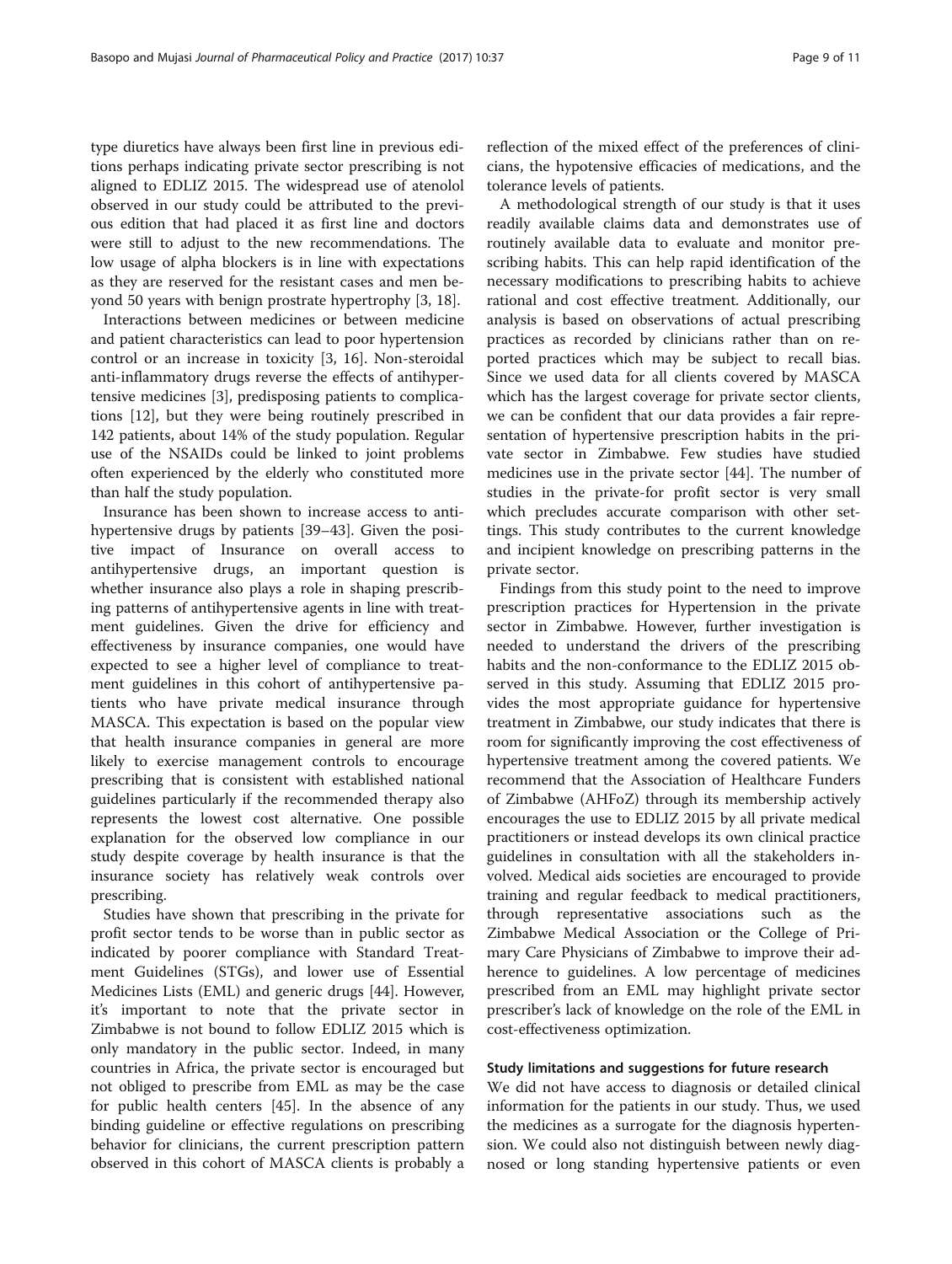type diuretics have always been first line in previous editions perhaps indicating private sector prescribing is not aligned to EDLIZ 2015. The widespread use of atenolol observed in our study could be attributed to the previous edition that had placed it as first line and doctors were still to adjust to the new recommendations. The low usage of alpha blockers is in line with expectations as they are reserved for the resistant cases and men beyond 50 years with benign prostrate hypertrophy [3, 18].

Interactions between medicines or between medicine and patient characteristics can lead to poor hypertension control or an increase in toxicity [3, 16]. Non-steroidal anti-inflammatory drugs reverse the effects of antihypertensive medicines [3], predisposing patients to complications [12], but they were being routinely prescribed in 142 patients, about 14% of the study population. Regular use of the NSAIDs could be linked to joint problems often experienced by the elderly who constituted more than half the study population.

Insurance has been shown to increase access to antihypertensive drugs by patients [39–43]. Given the positive impact of Insurance on overall access to antihypertensive drugs, an important question is whether insurance also plays a role in shaping prescribing patterns of antihypertensive agents in line with treatment guidelines. Given the drive for efficiency and effectiveness by insurance companies, one would have expected to see a higher level of compliance to treatment guidelines in this cohort of antihypertensive patients who have private medical insurance through MASCA. This expectation is based on the popular view that health insurance companies in general are more likely to exercise management controls to encourage prescribing that is consistent with established national guidelines particularly if the recommended therapy also represents the lowest cost alternative. One possible explanation for the observed low compliance in our study despite coverage by health insurance is that the insurance society has relatively weak controls over prescribing.

Studies have shown that prescribing in the private for profit sector tends to be worse than in public sector as indicated by poorer compliance with Standard Treatment Guidelines (STGs), and lower use of Essential Medicines Lists (EML) and generic drugs [44]. However, it's important to note that the private sector in Zimbabwe is not bound to follow EDLIZ 2015 which is only mandatory in the public sector. Indeed, in many countries in Africa, the private sector is encouraged but not obliged to prescribe from EML as may be the case for public health centers [45]. In the absence of any binding guideline or effective regulations on prescribing behavior for clinicians, the current prescription pattern observed in this cohort of MASCA clients is probably a reflection of the mixed effect of the preferences of clinicians, the hypotensive efficacies of medications, and the tolerance levels of patients.

A methodological strength of our study is that it uses readily available claims data and demonstrates use of routinely available data to evaluate and monitor prescribing habits. This can help rapid identification of the necessary modifications to prescribing habits to achieve rational and cost effective treatment. Additionally, our analysis is based on observations of actual prescribing practices as recorded by clinicians rather than on reported practices which may be subject to recall bias. Since we used data for all clients covered by MASCA which has the largest coverage for private sector clients, we can be confident that our data provides a fair representation of hypertensive prescription habits in the private sector in Zimbabwe. Few studies have studied medicines use in the private sector [44]. The number of studies in the private-for profit sector is very small which precludes accurate comparison with other settings. This study contributes to the current knowledge and incipient knowledge on prescribing patterns in the private sector.

Findings from this study point to the need to improve prescription practices for Hypertension in the private sector in Zimbabwe. However, further investigation is needed to understand the drivers of the prescribing habits and the non-conformance to the EDLIZ 2015 observed in this study. Assuming that EDLIZ 2015 provides the most appropriate guidance for hypertensive treatment in Zimbabwe, our study indicates that there is room for significantly improving the cost effectiveness of hypertensive treatment among the covered patients. We recommend that the Association of Healthcare Funders of Zimbabwe (AHFoZ) through its membership actively encourages the use to EDLIZ 2015 by all private medical practitioners or instead develops its own clinical practice guidelines in consultation with all the stakeholders involved. Medical aids societies are encouraged to provide training and regular feedback to medical practitioners, through representative associations such as the Zimbabwe Medical Association or the College of Primary Care Physicians of Zimbabwe to improve their adherence to guidelines. A low percentage of medicines prescribed from an EML may highlight private sector prescriber's lack of knowledge on the role of the EML in cost-effectiveness optimization.

### Study limitations and suggestions for future research

We did not have access to diagnosis or detailed clinical information for the patients in our study. Thus, we used the medicines as a surrogate for the diagnosis hypertension. We could also not distinguish between newly diagnosed or long standing hypertensive patients or even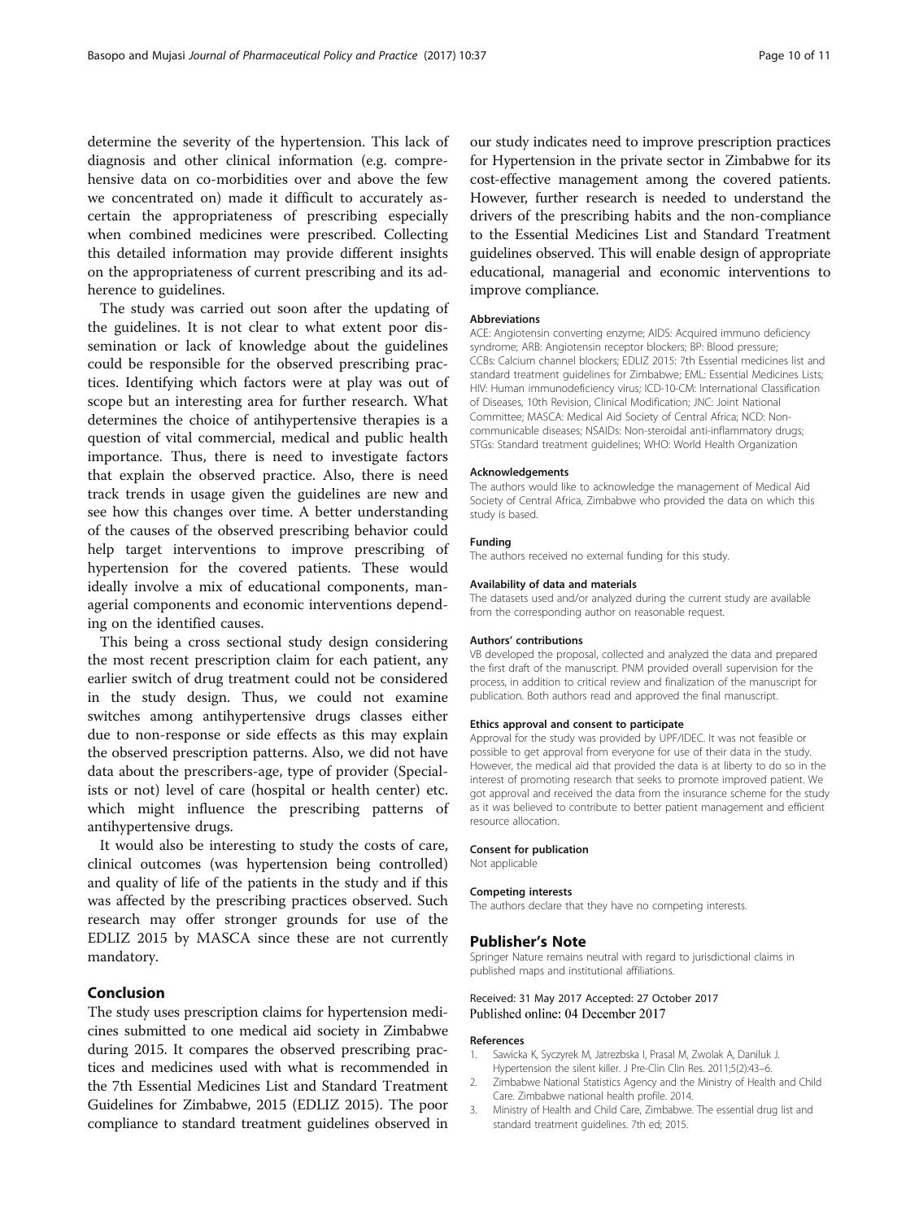determine the severity of the hypertension. This lack of diagnosis and other clinical information (e.g. comprehensive data on co-morbidities over and above the few we concentrated on) made it difficult to accurately ascertain the appropriateness of prescribing especially when combined medicines were prescribed. Collecting this detailed information may provide different insights on the appropriateness of current prescribing and its adherence to guidelines.

The study was carried out soon after the updating of the guidelines. It is not clear to what extent poor dissemination or lack of knowledge about the guidelines could be responsible for the observed prescribing practices. Identifying which factors were at play was out of scope but an interesting area for further research. What determines the choice of antihypertensive therapies is a question of vital commercial, medical and public health importance. Thus, there is need to investigate factors that explain the observed practice. Also, there is need track trends in usage given the guidelines are new and see how this changes over time. A better understanding of the causes of the observed prescribing behavior could help target interventions to improve prescribing of hypertension for the covered patients. These would ideally involve a mix of educational components, managerial components and economic interventions depending on the identified causes.

This being a cross sectional study design considering the most recent prescription claim for each patient, any earlier switch of drug treatment could not be considered in the study design. Thus, we could not examine switches among antihypertensive drugs classes either due to non-response or side effects as this may explain the observed prescription patterns. Also, we did not have data about the prescribers-age, type of provider (Specialists or not) level of care (hospital or health center) etc. which might influence the prescribing patterns of antihypertensive drugs.

It would also be interesting to study the costs of care, clinical outcomes (was hypertension being controlled) and quality of life of the patients in the study and if this was affected by the prescribing practices observed. Such research may offer stronger grounds for use of the EDLIZ 2015 by MASCA since these are not currently mandatory.

## Conclusion

The study uses prescription claims for hypertension medicines submitted to one medical aid society in Zimbabwe during 2015. It compares the observed prescribing practices and medicines used with what is recommended in the 7th Essential Medicines List and Standard Treatment Guidelines for Zimbabwe, 2015 (EDLIZ 2015). The poor compliance to standard treatment guidelines observed in our study indicates need to improve prescription practices for Hypertension in the private sector in Zimbabwe for its cost-effective management among the covered patients. However, further research is needed to understand the drivers of the prescribing habits and the non-compliance to the Essential Medicines List and Standard Treatment guidelines observed. This will enable design of appropriate educational, managerial and economic interventions to improve compliance.

#### Abbreviations

ACE: Angiotensin converting enzyme; AIDS: Acquired immuno deficiency syndrome; ARB: Angiotensin receptor blockers; BP: Blood pressure; CCBs: Calcium channel blockers; EDLIZ 2015: 7th Essential medicines list and standard treatment guidelines for Zimbabwe; EML: Essential Medicines Lists; HIV: Human immunodeficiency virus; ICD-10-CM: International Classification of Diseases, 10th Revision, Clinical Modification; JNC: Joint National Committee; MASCA: Medical Aid Society of Central Africa; NCD: Non-communicable diseases; NSAIDs: Non-steroidal anti-inflammatory drugs; STGs: Standard treatment guidelines; WHO: World Health Organization

#### Acknowledgements

The authors would like to acknowledge the management of Medical Aid Society of Central Africa, Zimbabwe who provided the data on which this study is based.

#### Funding

The authors received no external funding for this study.

#### Availability of data and materials

The datasets used and/or analyzed during the current study are available from the corresponding author on reasonable request.

#### Authors' contributions

VB developed the proposal, collected and analyzed the data and prepared the first draft of the manuscript. PNM provided overall supervision for the process, in addition to critical review and finalization of the manuscript for publication. Both authors read and approved the final manuscript.

#### Ethics approval and consent to participate

Approval for the study was provided by UPF/IDEC. It was not feasible or possible to get approval from everyone for use of their data in the study. However, the medical aid that provided the data is at liberty to do so in the interest of promoting research that seeks to promote improved patient. We got approval and received the data from the insurance scheme for the study as it was believed to contribute to better patient management and efficient resource allocation.

#### Consent for publication

Not applicable

#### Competing interests

The authors declare that they have no competing interests.

## Publisher's Note

Springer Nature remains neutral with regard to jurisdictional claims in published maps and institutional affiliations.

Received: 31 May 2017 Accepted: 27 October 2017
Published online: 04 December 2017

#### References

1. Sawicka K, Syczyrek M, Jatrezbska I, Prasal M, Zwolak A, Daniluk J. Hypertension the silent killer. J Pre-Clin Clin Res. 2011;5(2):43–6.
2. Zimbabwe National Statistics Agency and the Ministry of Health and Child Care. Zimbabwe national health profile. 2014.
3. Ministry of Health and Child Care, Zimbabwe. The essential drug list and standard treatment guidelines. 7th ed; 2015.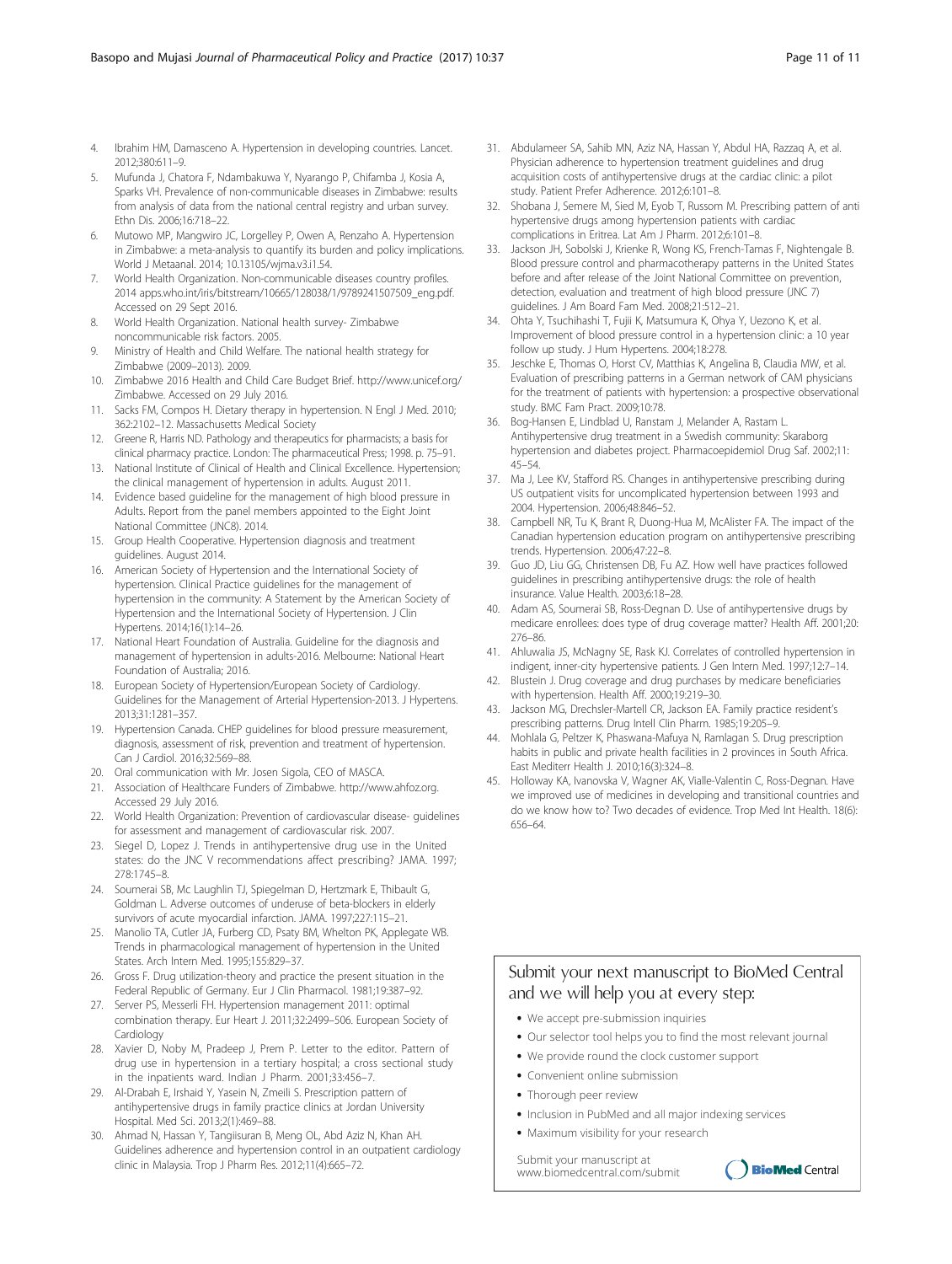4. Ibrahim HM, Damasceno A. Hypertension in developing countries. Lancet. 2012;380:611–9.
5. Mufunda J, Chatora F, Ndambakuwa Y, Nyarango P, Chifamba J, Kosia A, Sparks VH. Prevalence of non-communicable diseases in Zimbabwe: results from analysis of data from the national central registry and urban survey. Ethn Dis. 2006;16:718–22.
6. Mutowo MP, Mangwiro JC, Lorgelley P, Owen A, Renzaho A. Hypertension in Zimbabwe: a meta-analysis to quantify its burden and policy implications. World J Metaanal. 2014; 10.13105/wjma.v3.i1.54.
7. World Health Organization. Non-communicable diseases country profiles. 2014 apps.who.int/iris/bitstream/10665/128038/1/9789241507509_eng.pdf. Accessed on 29 Sept 2016.
8. World Health Organization. National health survey- Zimbabwe noncommunicable risk factors. 2005.
9. Ministry of Health and Child Welfare. The national health strategy for Zimbabwe (2009–2013). 2009.
10. Zimbabwe 2016 Health and Child Care Budget Brief. http://www.unicef.org/Zimbabwe. Accessed on 29 July 2016.
11. Sacks FM, Compos H. Dietary therapy in hypertension. N Engl J Med. 2010; 362:2102–12. Massachusetts Medical Society
12. Greene R, Harris ND. Pathology and therapeutics for pharmacists; a basis for clinical pharmacy practice. London: The pharmaceutical Press; 1998. p. 75–91.
13. National Institute of Clinical of Health and Clinical Excellence. Hypertension; the clinical management of hypertension in adults. August 2011.
14. Evidence based guideline for the management of high blood pressure in Adults. Report from the panel members appointed to the Eight Joint National Committee (JNC8). 2014.
15. Group Health Cooperative. Hypertension diagnosis and treatment guidelines. August 2014.
16. American Society of Hypertension and the International Society of hypertension. Clinical Practice guidelines for the management of hypertension in the community: A Statement by the American Society of Hypertension and the International Society of Hypertension. J Clin Hypertens. 2014;16(1):14–26.
17. National Heart Foundation of Australia. Guideline for the diagnosis and management of hypertension in adults-2016. Melbourne: National Heart Foundation of Australia; 2016.
18. European Society of Hypertension/European Society of Cardiology. Guidelines for the Management of Arterial Hypertension-2013. J Hypertens. 2013;31:1281–357.
19. Hypertension Canada. CHEP guidelines for blood pressure measurement, diagnosis, assessment of risk, prevention and treatment of hypertension. Can J Cardiol. 2016;32:569–88.
20. Oral communication with Mr. Josen Sigola, CEO of MASCA.
21. Association of Healthcare Funders of Zimbabwe. http://www.ahfoz.org. Accessed 29 July 2016.
22. World Health Organization: Prevention of cardiovascular disease- guidelines for assessment and management of cardiovascular risk. 2007.
23. Siegel D, Lopez J. Trends in antihypertensive drug use in the United states: do the JNC V recommendations affect prescribing? JAMA. 1997; 278:1745–8.
24. Soumerai SB, Mc Laughlin TJ, Spiegelman D, Hertzmark E, Thibault G, Goldman L. Adverse outcomes of underuse of beta-blockers in elderly survivors of acute myocardial infarction. JAMA. 1997;227:115–21.
25. Manolio TA, Cutler JA, Furberg CD, Psaty BM, Whelton PK, Applegate WB. Trends in pharmacological management of hypertension in the United States. Arch Intern Med. 1995;155:829–37.
26. Gross F. Drug utilization-theory and practice the present situation in the Federal Republic of Germany. Eur J Clin Pharmacol. 1981;19:387–92.
27. Server PS, Messerli FH. Hypertension management 2011: optimal combination therapy. Eur Heart J. 2011;32:2499–506. European Society of Cardiology
28. Xavier D, Noby M, Pradeep J, Prem P. Letter to the editor. Pattern of drug use in hypertension in a tertiary hospital; a cross sectional study in the inpatients ward. Indian J Pharm. 2001;33:456–7.
29. Al-Drabah E, Irshaid Y, Yasein N, Zmeili S. Prescription pattern of antihypertensive drugs in family practice clinics at Jordan University Hospital. Med Sci. 2013;2(1):469–88.
30. Ahmad N, Hassan Y, Tangiisuran B, Meng OL, Abd Aziz N, Khan AH. Guidelines adherence and hypertension control in an outpatient cardiology clinic in Malaysia. Trop J Pharm Res. 2012;11(4):665–72.
31. Abdulameer SA, Sahib MN, Aziz NA, Hassan Y, Abdul HA, Razzaq A, et al. Physician adherence to hypertension treatment guidelines and drug acquisition costs of antihypertensive drugs at the cardiac clinic: a pilot study. Patient Prefer Adherence. 2012;6:101–8.
32. Shobana J, Semere M, Sied M, Eyob T, Russom M. Prescribing pattern of anti hypertensive drugs among hypertension patients with cardiac complications in Eritrea. Lat Am J Pharm. 2012;6:101–8.
33. Jackson JH, Sobolski J, Krienke R, Wong KS, French-Tamas F, Nightengale B. Blood pressure control and pharmacotherapy patterns in the United States before and after release of the Joint National Committee on prevention, detection, evaluation and treatment of high blood pressure (JNC 7) guidelines. J Am Board Fam Med. 2008;21:512–21.
34. Ohta Y, Tsuchihashi T, Fujii K, Matsumura K, Ohya Y, Uezono K, et al. Improvement of blood pressure control in a hypertension clinic: a 10 year follow up study. J Hum Hypertens. 2004;18:278.
35. Jeschke E, Thomas O, Horst CV, Matthias K, Angelina B, Claudia MW, et al. Evaluation of prescribing patterns in a German network of CAM physicians for the treatment of patients with hypertension: a prospective observational study. BMC Fam Pract. 2009;10:78.
36. Bog-Hansen E, Lindblad U, Ranstam J, Melander A, Rastam L. Antihypertensive drug treatment in a Swedish community: Skaraborg hypertension and diabetes project. Pharmacoepidemiol Drug Saf. 2002;11: 45–54.
37. Ma J, Lee KV, Stafford RS. Changes in antihypertensive prescribing during US outpatient visits for uncomplicated hypertension between 1993 and 2004. Hypertension. 2006;48:846–52.
38. Campbell NR, Tu K, Brant R, Duong-Hua M, McAlister FA. The impact of the Canadian hypertension education program on antihypertensive prescribing trends. Hypertension. 2006;47:22–8.
39. Guo JD, Liu GG, Christensen DB, Fu AZ. How well have practices followed guidelines in prescribing antihypertensive drugs: the role of health insurance. Value Health. 2003;6:18–28.
40. Adam AS, Soumerai SB, Ross-Degnan D. Use of antihypertensive drugs by medicare enrollees: does type of drug coverage matter? Health Aff. 2001;20: 276–86.
41. Ahluwalia JS, McNagny SE, Rask KJ. Correlates of controlled hypertension in indigent, inner-city hypertensive patients. J Gen Intern Med. 1997;12:7–14.
42. Blustein J. Drug coverage and drug purchases by medicare beneficiaries with hypertension. Health Aff. 2000;19:219–30.
43. Jackson MG, Drechsler-Martell CR, Jackson EA. Family practice resident's prescribing patterns. Drug Intell Clin Pharm. 1985;19:205–9.
44. Mohlala G, Peltzer K, Phaswana-Mafuya N, Ramlagan S. Drug prescription habits in public and private health facilities in 2 provinces in South Africa. East Mediterr Health J. 2010;16(3):324–8.
45. Holloway KA, Ivanovska V, Wagner AK, Vialle-Valentin C, Ross-Degnan. Have we improved use of medicines in developing and transitional countries and do we know how to? Two decades of evidence. Trop Med Int Health. 18(6): 656–64.

Submit your next manuscript to BioMed Central and we will help you at every step:

- We accept pre-submission inquiries
- Our selector tool helps you to find the most relevant journal
- We provide round the clock customer support
- Convenient online submission
- Thorough peer review
- Inclusion in PubMed and all major indexing services
- Maximum visibility for your research

Submit your manuscript at www.biomedcentral.com/submit

BioMed Central